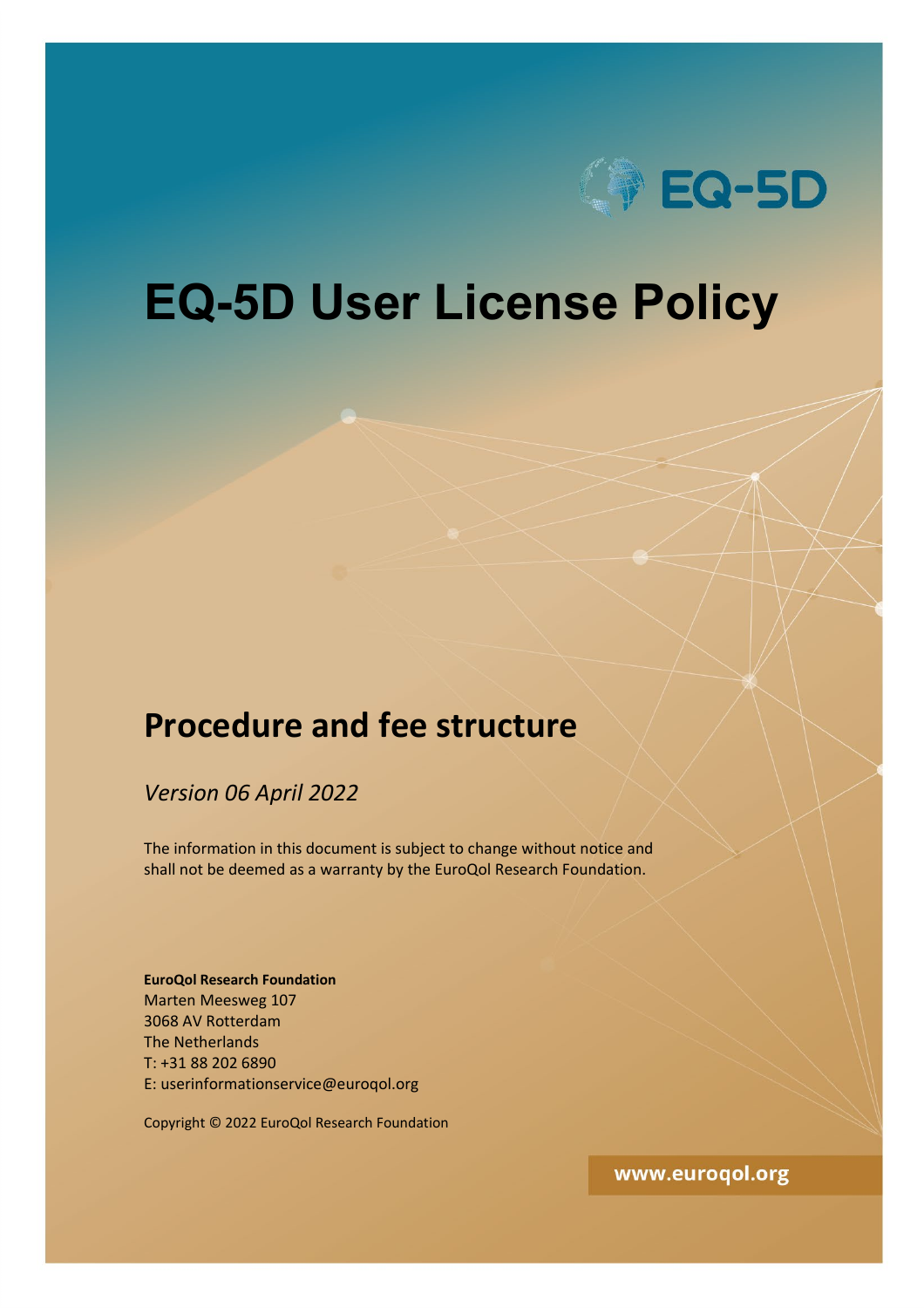EQ-5D

# EQ-5D User License Policy

## Procedure and fee structure

*Version 06 April 2022*

The information in this document is subject to change without notice and shall not be deemed as a warranty by the EuroQol Research Foundation.

**EuroQol Research Foundation**
Marten Meesweg 107
3068 AV Rotterdam
The Netherlands
T: +31 88 202 6890
E: userinformationservice@euroqol.org

Copyright © 2022 EuroQol Research Foundation

**www.euroqol.org**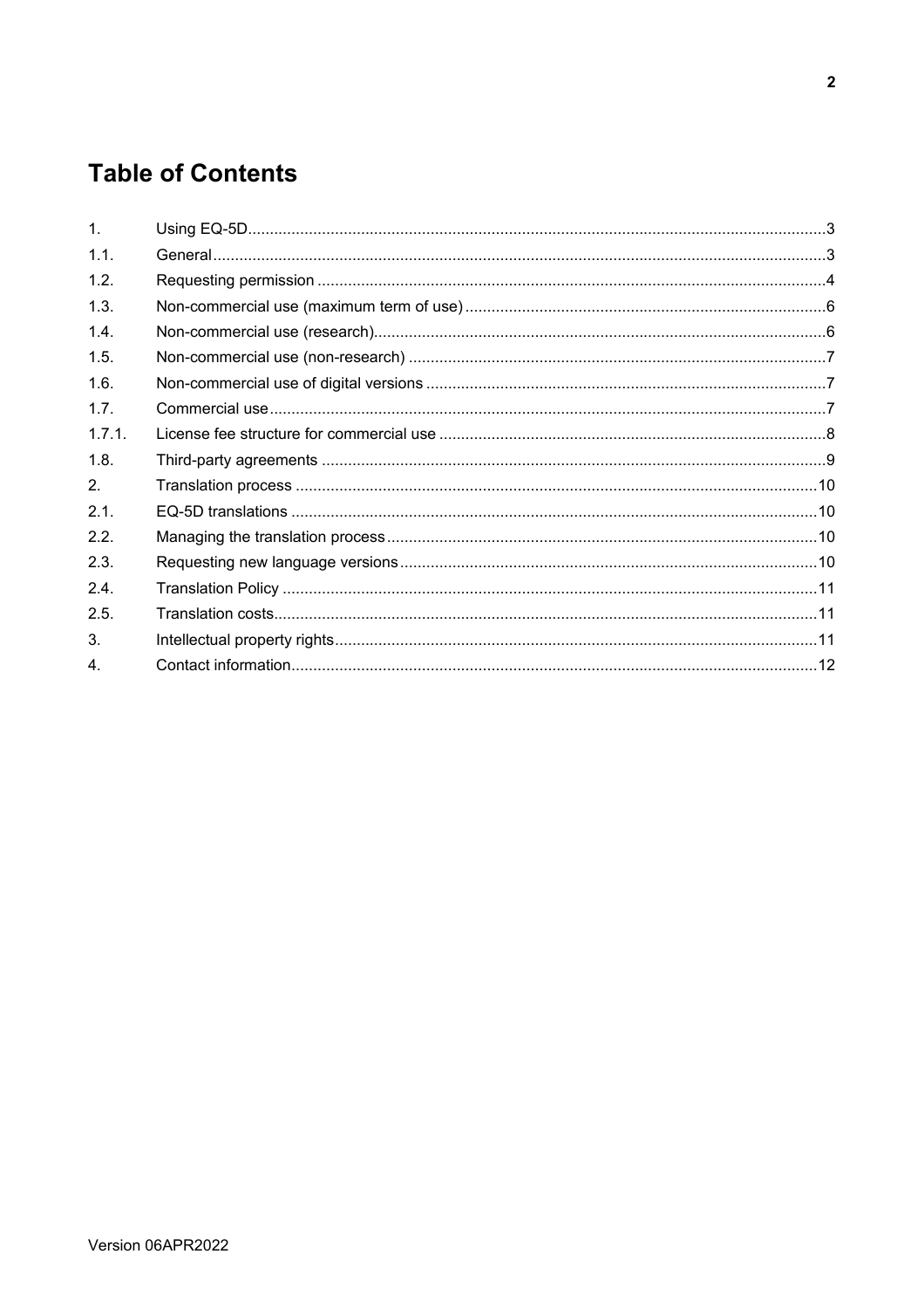# Table of Contents

| | | |
|---|---|---|
| 1. | Using EQ-5D | 3 |
| 1.1. | General | 3 |
| 1.2. | Requesting permission | 4 |
| 1.3. | Non-commercial use (maximum term of use) | 6 |
| 1.4. | Non-commercial use (research) | 6 |
| 1.5. | Non-commercial use (non-research) | 7 |
| 1.6. | Non-commercial use of digital versions | 7 |
| 1.7. | Commercial use | 7 |
| 1.7.1. | License fee structure for commercial use | 8 |
| 1.8. | Third-party agreements | 9 |
| 2. | Translation process | 10 |
| 2.1. | EQ-5D translations | 10 |
| 2.2. | Managing the translation process | 10 |
| 2.3. | Requesting new language versions | 10 |
| 2.4. | Translation Policy | 11 |
| 2.5. | Translation costs | 11 |
| 3. | Intellectual property rights | 11 |
| 4. | Contact information | 12 |

Version 06APR2022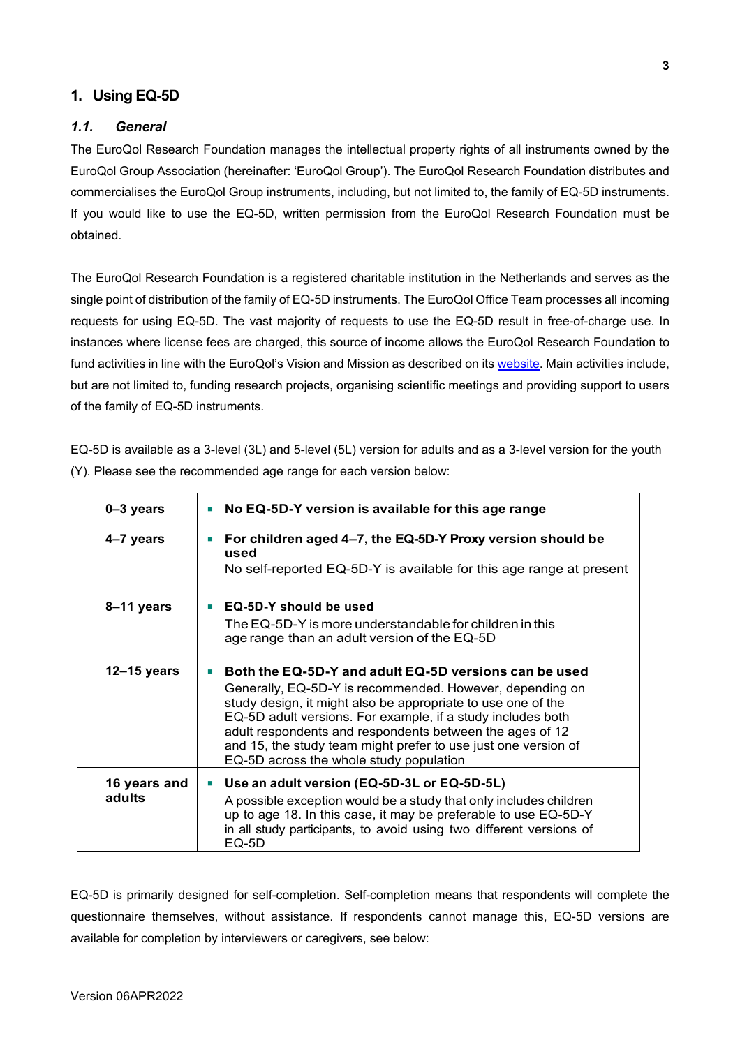# 1. Using EQ-5D

## *1.1. General*

The EuroQol Research Foundation manages the intellectual property rights of all instruments owned by the EuroQol Group Association (hereinafter: 'EuroQol Group'). The EuroQol Research Foundation distributes and commercialises the EuroQol Group instruments, including, but not limited to, the family of EQ-5D instruments. If you would like to use the EQ-5D, written permission from the EuroQol Research Foundation must be obtained.

The EuroQol Research Foundation is a registered charitable institution in the Netherlands and serves as the single point of distribution of the family of EQ-5D instruments. The EuroQol Office Team processes all incoming requests for using EQ-5D. The vast majority of requests to use the EQ-5D result in free-of-charge use. In instances where license fees are charged, this source of income allows the EuroQol Research Foundation to fund activities in line with the EuroQol's Vision and Mission as described on its website. Main activities include, but are not limited to, funding research projects, organising scientific meetings and providing support to users of the family of EQ-5D instruments.

EQ-5D is available as a 3-level (3L) and 5-level (5L) version for adults and as a 3-level version for the youth (Y). Please see the recommended age range for each version below:

| Age range | Recommendation |
|---|---|
| **0–3 years** | **No EQ-5D-Y version is available for this age range** |
| **4–7 years** | **For children aged 4–7, the EQ-5D-Y Proxy version should be used**<br>No self-reported EQ-5D-Y is available for this age range at present |
| **8–11 years** | **EQ-5D-Y should be used**<br>The EQ-5D-Y is more understandable for children in this age range than an adult version of the EQ-5D |
| **12–15 years** | **Both the EQ-5D-Y and adult EQ-5D versions can be used**<br>Generally, EQ-5D-Y is recommended. However, depending on study design, it might also be appropriate to use one of the EQ-5D adult versions. For example, if a study includes both adult respondents and respondents between the ages of 12 and 15, the study team might prefer to use just one version of EQ-5D across the whole study population |
| **16 years and adults** | **Use an adult version (EQ-5D-3L or EQ-5D-5L)**<br>A possible exception would be a study that only includes children up to age 18. In this case, it may be preferable to use EQ-5D-Y in all study participants, to avoid using two different versions of EQ-5D |

EQ-5D is primarily designed for self-completion. Self-completion means that respondents will complete the questionnaire themselves, without assistance. If respondents cannot manage this, EQ-5D versions are available for completion by interviewers or caregivers, see below:

Version 06APR2022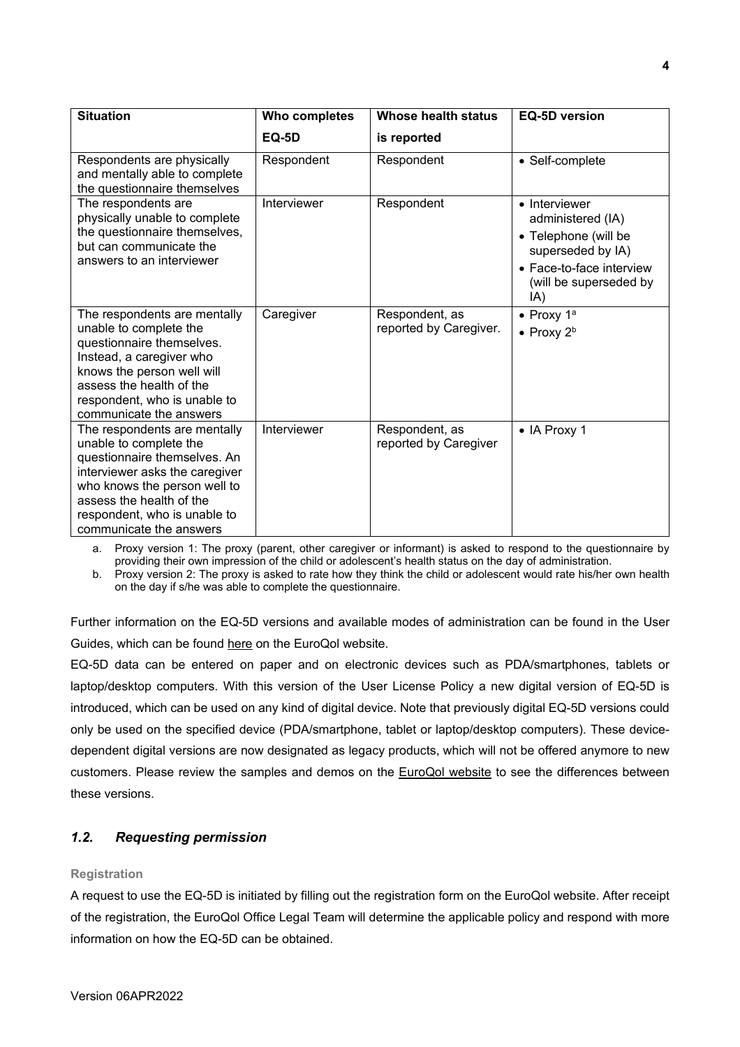| Situation | Who completes EQ-5D | Whose health status is reported | EQ-5D version |
|---|---|---|---|
| Respondents are physically and mentally able to complete the questionnaire themselves | Respondent | Respondent | • Self-complete |
| The respondents are physically unable to complete the questionnaire themselves, but can communicate the answers to an interviewer | Interviewer | Respondent | • Interviewer administered (IA)<br>• Telephone (will be superseded by IA)<br>• Face-to-face interview (will be superseded by IA) |
| The respondents are mentally unable to complete the questionnaire themselves. Instead, a caregiver who knows the person well will assess the health of the respondent, who is unable to communicate the answers | Caregiver | Respondent, as reported by Caregiver. | • Proxy 1[a]<br>• Proxy 2[b] |
| The respondents are mentally unable to complete the questionnaire themselves. An interviewer asks the caregiver who knows the person well to assess the health of the respondent, who is unable to communicate the answers | Interviewer | Respondent, as reported by Caregiver | • IA Proxy 1 |

a. Proxy version 1: The proxy (parent, other caregiver or informant) is asked to respond to the questionnaire by providing their own impression of the child or adolescent's health status on the day of administration.

b. Proxy version 2: The proxy is asked to rate how they think the child or adolescent would rate his/her own health on the day if s/he was able to complete the questionnaire.

Further information on the EQ-5D versions and available modes of administration can be found in the User Guides, which can be found here on the EuroQol website.

EQ-5D data can be entered on paper and on electronic devices such as PDA/smartphones, tablets or laptop/desktop computers. With this version of the User License Policy a new digital version of EQ-5D is introduced, which can be used on any kind of digital device. Note that previously digital EQ-5D versions could only be used on the specified device (PDA/smartphone, tablet or laptop/desktop computers). These device-dependent digital versions are now designated as legacy products, which will not be offered anymore to new customers. Please review the samples and demos on the EuroQol website to see the differences between these versions.

## *1.2. Requesting permission*

**Registration**

A request to use the EQ-5D is initiated by filling out the registration form on the EuroQol website. After receipt of the registration, the EuroQol Office Legal Team will determine the applicable policy and respond with more information on how the EQ-5D can be obtained.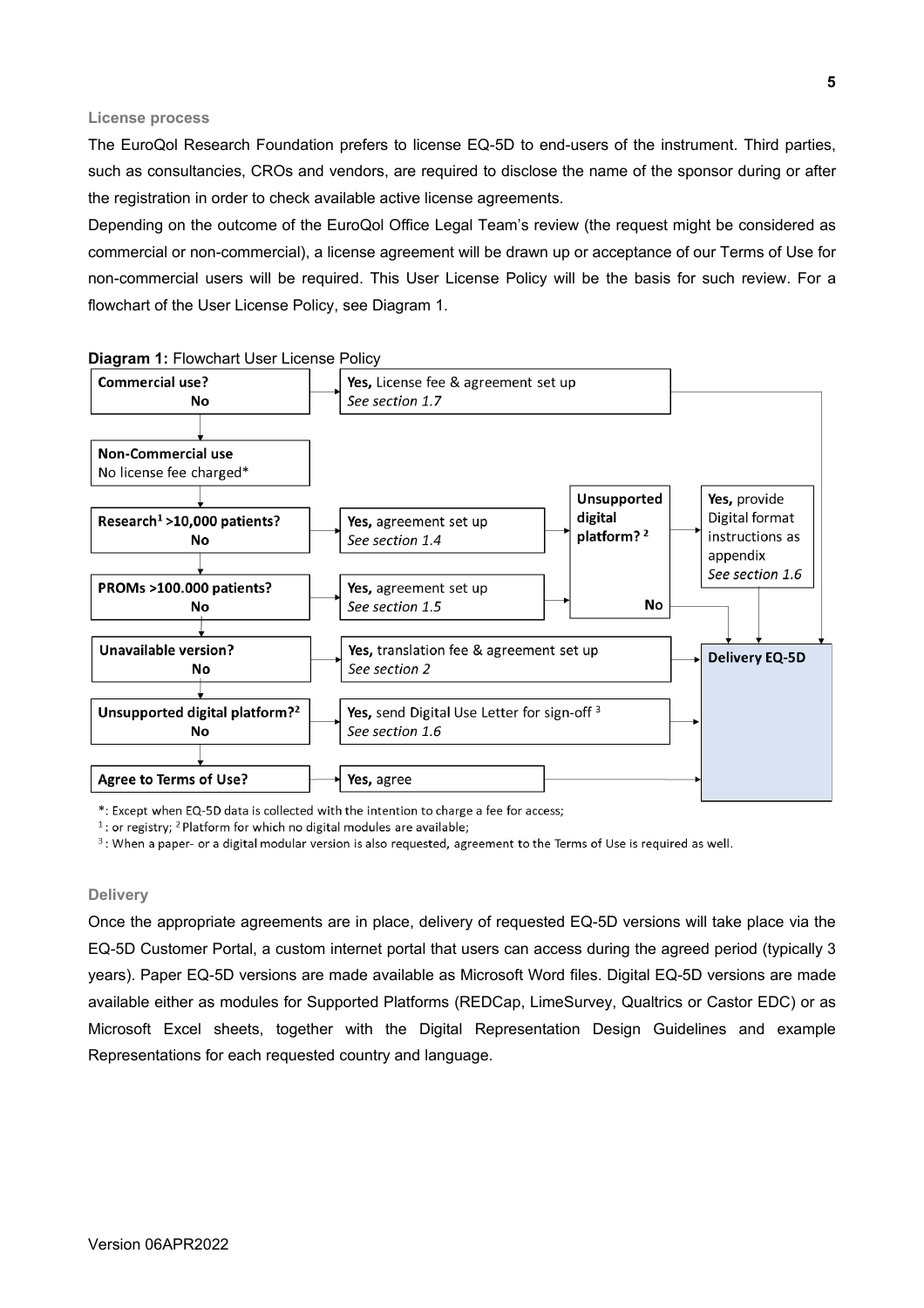**License process**

The EuroQol Research Foundation prefers to license EQ-5D to end-users of the instrument. Third parties, such as consultancies, CROs and vendors, are required to disclose the name of the sponsor during or after the registration in order to check available active license agreements.

Depending on the outcome of the EuroQol Office Legal Team's review (the request might be considered as commercial or non-commercial), a license agreement will be drawn up or acceptance of our Terms of Use for non-commercial users will be required. This User License Policy will be the basis for such review. For a flowchart of the User License Policy, see Diagram 1.

**Diagram 1:** Flowchart User License Policy

| Question | Outcome if Yes | Next step |
| --- | --- | --- |
| **Commercial use?** No | **Yes,** License fee & agreement set up *See section 1.7* | → **Delivery EQ-5D** |
| **Non-Commercial use** No license fee charged* | | |
| **Research[1] >10,000 patients?** No | **Yes,** agreement set up *See section 1.4* | → **Unsupported digital platform? [2]** **Yes,** provide Digital format instructions as appendix *See section 1.6* → **Delivery EQ-5D**; **No** → **Delivery EQ-5D** |
| **PROMs >100.000 patients?** No | **Yes,** agreement set up *See section 1.5* | → **Unsupported digital platform? [2]** (as above) |
| **Unavailable version?** No | **Yes,** translation fee & agreement set up *See section 2* | → **Delivery EQ-5D** |
| **Unsupported digital platform?[2]** No | **Yes,** send Digital Use Letter for sign-off [3] *See section 1.6* | → **Delivery EQ-5D** |
| **Agree to Terms of Use?** | **Yes,** agree | → **Delivery EQ-5D** |

*: Except when EQ-5D data is collected with the intention to charge a fee for access;

[1]: or registry; [2] Platform for which no digital modules are available;

[3]: When a paper- or a digital modular version is also requested, agreement to the Terms of Use is required as well.

**Delivery**

Once the appropriate agreements are in place, delivery of requested EQ-5D versions will take place via the EQ-5D Customer Portal, a custom internet portal that users can access during the agreed period (typically 3 years). Paper EQ-5D versions are made available as Microsoft Word files. Digital EQ-5D versions are made available either as modules for Supported Platforms (REDCap, LimeSurvey, Qualtrics or Castor EDC) or as Microsoft Excel sheets, together with the Digital Representation Design Guidelines and example Representations for each requested country and language.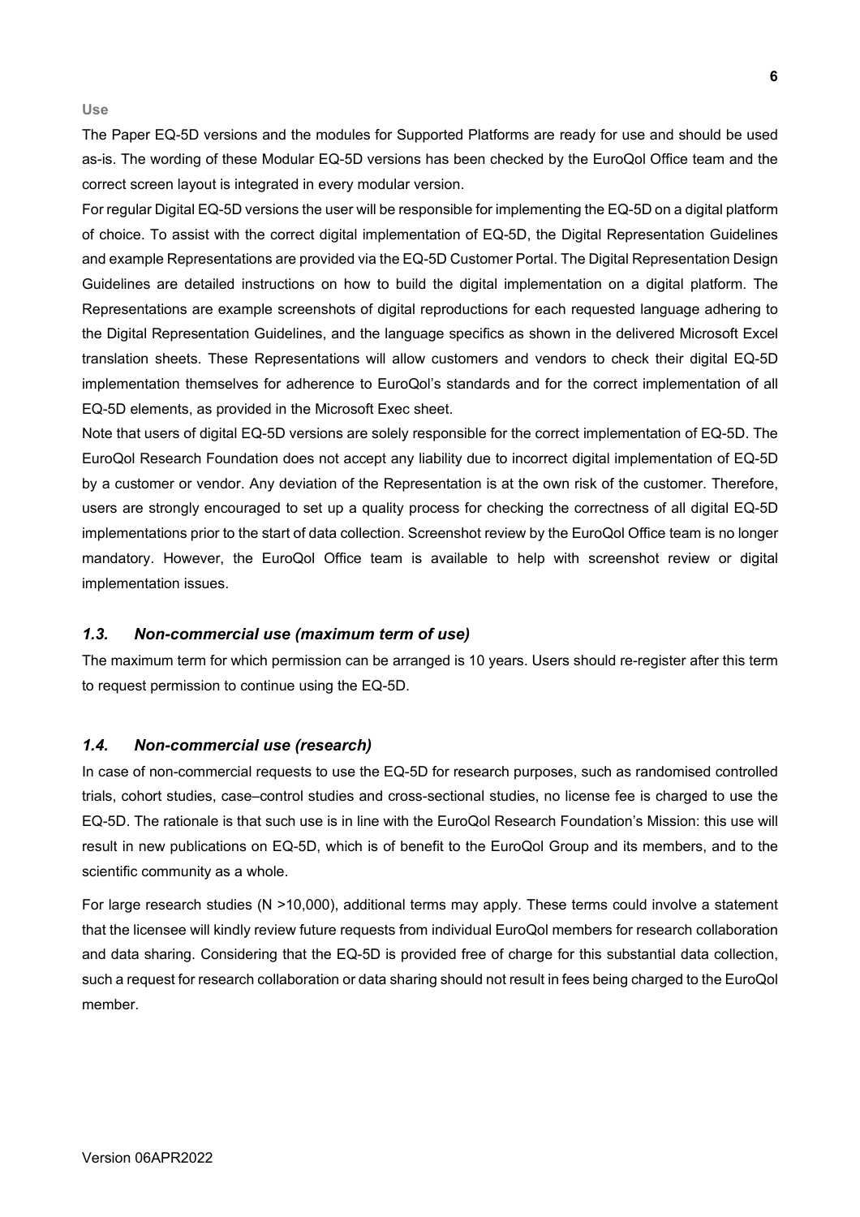**Use**

The Paper EQ-5D versions and the modules for Supported Platforms are ready for use and should be used as-is. The wording of these Modular EQ-5D versions has been checked by the EuroQol Office team and the correct screen layout is integrated in every modular version.

For regular Digital EQ-5D versions the user will be responsible for implementing the EQ-5D on a digital platform of choice. To assist with the correct digital implementation of EQ-5D, the Digital Representation Guidelines and example Representations are provided via the EQ-5D Customer Portal. The Digital Representation Design Guidelines are detailed instructions on how to build the digital implementation on a digital platform. The Representations are example screenshots of digital reproductions for each requested language adhering to the Digital Representation Guidelines, and the language specifics as shown in the delivered Microsoft Excel translation sheets. These Representations will allow customers and vendors to check their digital EQ-5D implementation themselves for adherence to EuroQol's standards and for the correct implementation of all EQ-5D elements, as provided in the Microsoft Exec sheet.

Note that users of digital EQ-5D versions are solely responsible for the correct implementation of EQ-5D. The EuroQol Research Foundation does not accept any liability due to incorrect digital implementation of EQ-5D by a customer or vendor. Any deviation of the Representation is at the own risk of the customer. Therefore, users are strongly encouraged to set up a quality process for checking the correctness of all digital EQ-5D implementations prior to the start of data collection. Screenshot review by the EuroQol Office team is no longer mandatory. However, the EuroQol Office team is available to help with screenshot review or digital implementation issues.

### *1.3. Non-commercial use (maximum term of use)*

The maximum term for which permission can be arranged is 10 years. Users should re-register after this term to request permission to continue using the EQ-5D.

### *1.4. Non-commercial use (research)*

In case of non-commercial requests to use the EQ-5D for research purposes, such as randomised controlled trials, cohort studies, case–control studies and cross-sectional studies, no license fee is charged to use the EQ-5D. The rationale is that such use is in line with the EuroQol Research Foundation's Mission: this use will result in new publications on EQ-5D, which is of benefit to the EuroQol Group and its members, and to the scientific community as a whole.

For large research studies (N >10,000), additional terms may apply. These terms could involve a statement that the licensee will kindly review future requests from individual EuroQol members for research collaboration and data sharing. Considering that the EQ-5D is provided free of charge for this substantial data collection, such a request for research collaboration or data sharing should not result in fees being charged to the EuroQol member.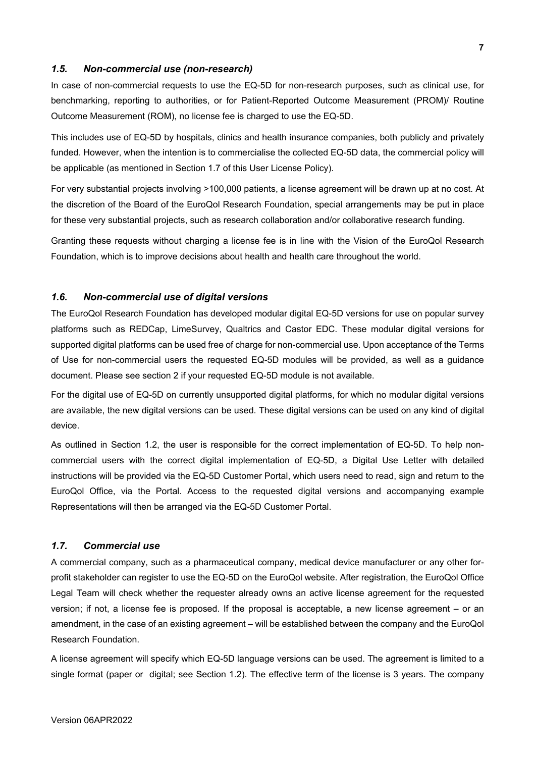### *1.5. Non-commercial use (non-research)*

In case of non-commercial requests to use the EQ-5D for non-research purposes, such as clinical use, for benchmarking, reporting to authorities, or for Patient-Reported Outcome Measurement (PROM)/ Routine Outcome Measurement (ROM), no license fee is charged to use the EQ-5D.

This includes use of EQ-5D by hospitals, clinics and health insurance companies, both publicly and privately funded. However, when the intention is to commercialise the collected EQ-5D data, the commercial policy will be applicable (as mentioned in Section 1.7 of this User License Policy).

For very substantial projects involving >100,000 patients, a license agreement will be drawn up at no cost. At the discretion of the Board of the EuroQol Research Foundation, special arrangements may be put in place for these very substantial projects, such as research collaboration and/or collaborative research funding.

Granting these requests without charging a license fee is in line with the Vision of the EuroQol Research Foundation, which is to improve decisions about health and health care throughout the world.

### *1.6. Non-commercial use of digital versions*

The EuroQol Research Foundation has developed modular digital EQ-5D versions for use on popular survey platforms such as REDCap, LimeSurvey, Qualtrics and Castor EDC. These modular digital versions for supported digital platforms can be used free of charge for non-commercial use. Upon acceptance of the Terms of Use for non-commercial users the requested EQ-5D modules will be provided, as well as a guidance document. Please see section 2 if your requested EQ-5D module is not available.

For the digital use of EQ-5D on currently unsupported digital platforms, for which no modular digital versions are available, the new digital versions can be used. These digital versions can be used on any kind of digital device.

As outlined in Section 1.2, the user is responsible for the correct implementation of EQ-5D. To help non-commercial users with the correct digital implementation of EQ-5D, a Digital Use Letter with detailed instructions will be provided via the EQ-5D Customer Portal, which users need to read, sign and return to the EuroQol Office, via the Portal. Access to the requested digital versions and accompanying example Representations will then be arranged via the EQ-5D Customer Portal.

### *1.7. Commercial use*

A commercial company, such as a pharmaceutical company, medical device manufacturer or any other for-profit stakeholder can register to use the EQ-5D on the EuroQol website. After registration, the EuroQol Office Legal Team will check whether the requester already owns an active license agreement for the requested version; if not, a license fee is proposed. If the proposal is acceptable, a new license agreement – or an amendment, in the case of an existing agreement – will be established between the company and the EuroQol Research Foundation.

A license agreement will specify which EQ-5D language versions can be used. The agreement is limited to a single format (paper or digital; see Section 1.2). The effective term of the license is 3 years. The company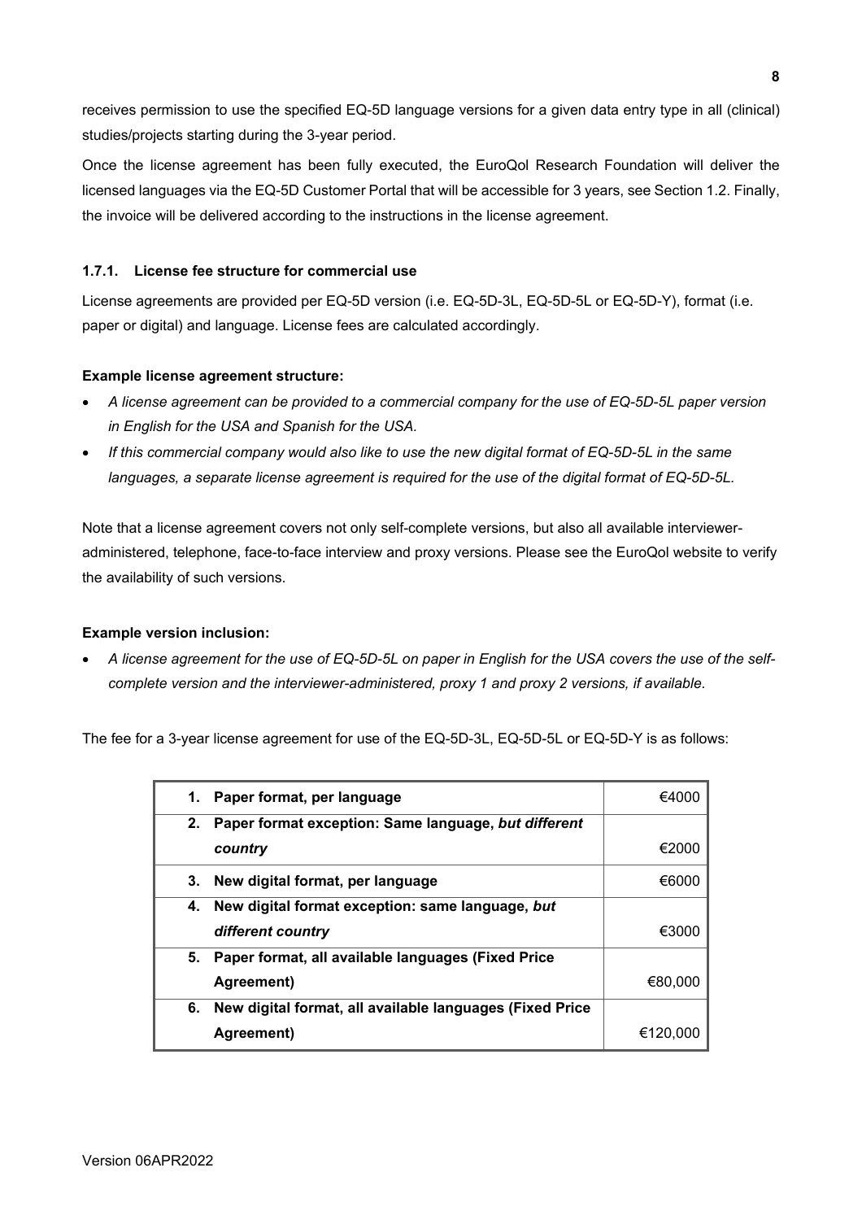receives permission to use the specified EQ-5D language versions for a given data entry type in all (clinical) studies/projects starting during the 3-year period.

Once the license agreement has been fully executed, the EuroQol Research Foundation will deliver the licensed languages via the EQ-5D Customer Portal that will be accessible for 3 years, see Section 1.2. Finally, the invoice will be delivered according to the instructions in the license agreement.

### 1.7.1. License fee structure for commercial use

License agreements are provided per EQ-5D version (i.e. EQ-5D-3L, EQ-5D-5L or EQ-5D-Y), format (i.e. paper or digital) and language. License fees are calculated accordingly.

**Example license agreement structure:**

- *A license agreement can be provided to a commercial company for the use of EQ-5D-5L paper version in English for the USA and Spanish for the USA.*
- *If this commercial company would also like to use the new digital format of EQ-5D-5L in the same languages, a separate license agreement is required for the use of the digital format of EQ-5D-5L.*

Note that a license agreement covers not only self-complete versions, but also all available interviewer-administered, telephone, face-to-face interview and proxy versions. Please see the EuroQol website to verify the availability of such versions.

**Example version inclusion:**

- *A license agreement for the use of EQ-5D-5L on paper in English for the USA covers the use of the self-complete version and the interviewer-administered, proxy 1 and proxy 2 versions, if available.*

The fee for a 3-year license agreement for use of the EQ-5D-3L, EQ-5D-5L or EQ-5D-Y is as follows:

| | |
|---|---|
| **1. Paper format, per language** | €4000 |
| **2. Paper format exception: Same language, *but different country*** | €2000 |
| **3. New digital format, per language** | €6000 |
| **4. New digital format exception: same language, *but different country*** | €3000 |
| **5. Paper format, all available languages (Fixed Price Agreement)** | €80,000 |
| **6. New digital format, all available languages (Fixed Price Agreement)** | €120,000 |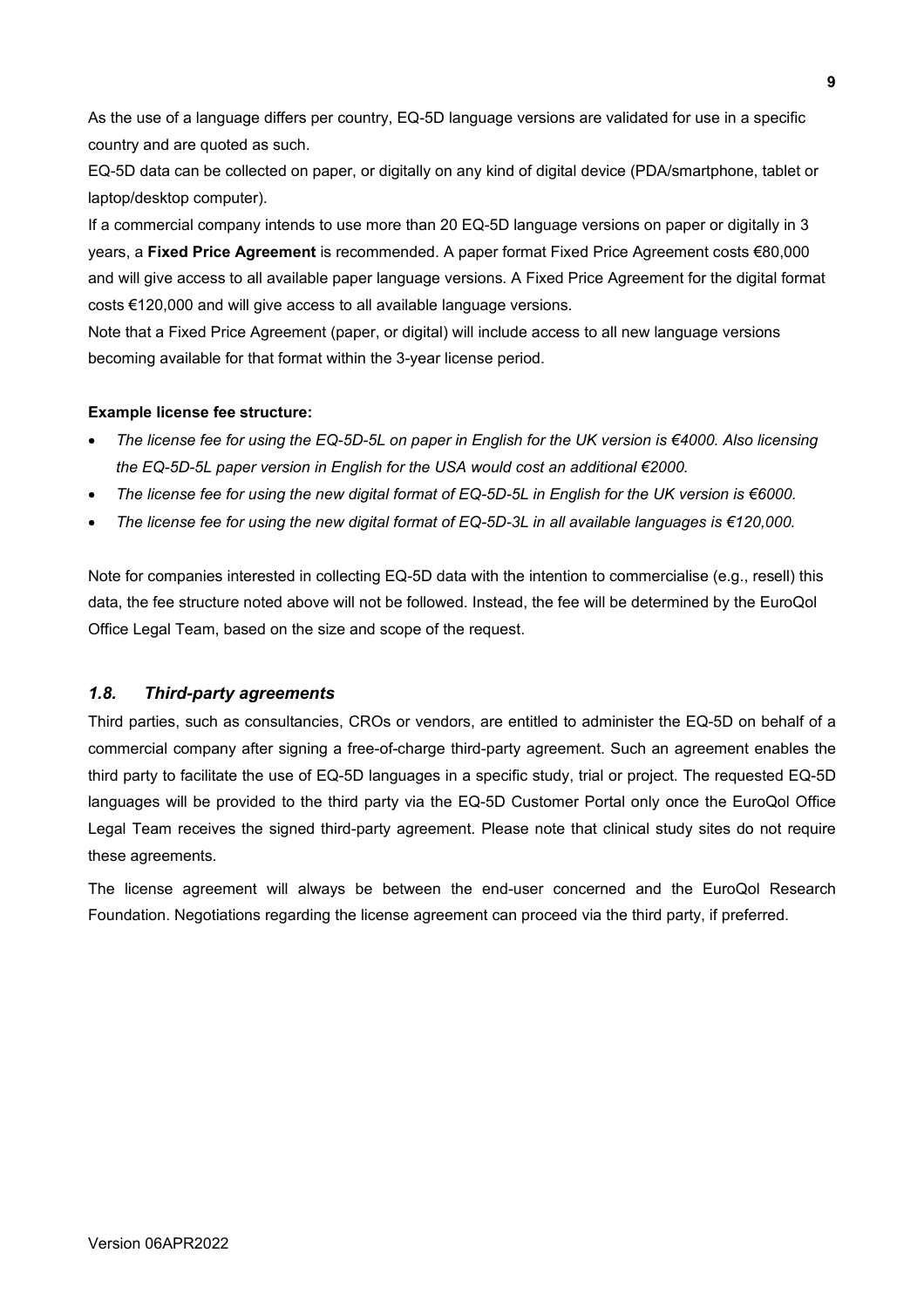As the use of a language differs per country, EQ-5D language versions are validated for use in a specific country and are quoted as such.

EQ-5D data can be collected on paper, or digitally on any kind of digital device (PDA/smartphone, tablet or laptop/desktop computer).

If a commercial company intends to use more than 20 EQ-5D language versions on paper or digitally in 3 years, a **Fixed Price Agreement** is recommended. A paper format Fixed Price Agreement costs €80,000 and will give access to all available paper language versions. A Fixed Price Agreement for the digital format costs €120,000 and will give access to all available language versions.

Note that a Fixed Price Agreement (paper, or digital) will include access to all new language versions becoming available for that format within the 3-year license period.

**Example license fee structure:**

- *The license fee for using the EQ-5D-5L on paper in English for the UK version is €4000. Also licensing the EQ-5D-5L paper version in English for the USA would cost an additional €2000.*
- *The license fee for using the new digital format of EQ-5D-5L in English for the UK version is €6000.*
- *The license fee for using the new digital format of EQ-5D-3L in all available languages is €120,000.*

Note for companies interested in collecting EQ-5D data with the intention to commercialise (e.g., resell) this data, the fee structure noted above will not be followed. Instead, the fee will be determined by the EuroQol Office Legal Team, based on the size and scope of the request.

### *1.8. Third-party agreements*

Third parties, such as consultancies, CROs or vendors, are entitled to administer the EQ-5D on behalf of a commercial company after signing a free-of-charge third-party agreement. Such an agreement enables the third party to facilitate the use of EQ-5D languages in a specific study, trial or project. The requested EQ-5D languages will be provided to the third party via the EQ-5D Customer Portal only once the EuroQol Office Legal Team receives the signed third-party agreement. Please note that clinical study sites do not require these agreements.

The license agreement will always be between the end-user concerned and the EuroQol Research Foundation. Negotiations regarding the license agreement can proceed via the third party, if preferred.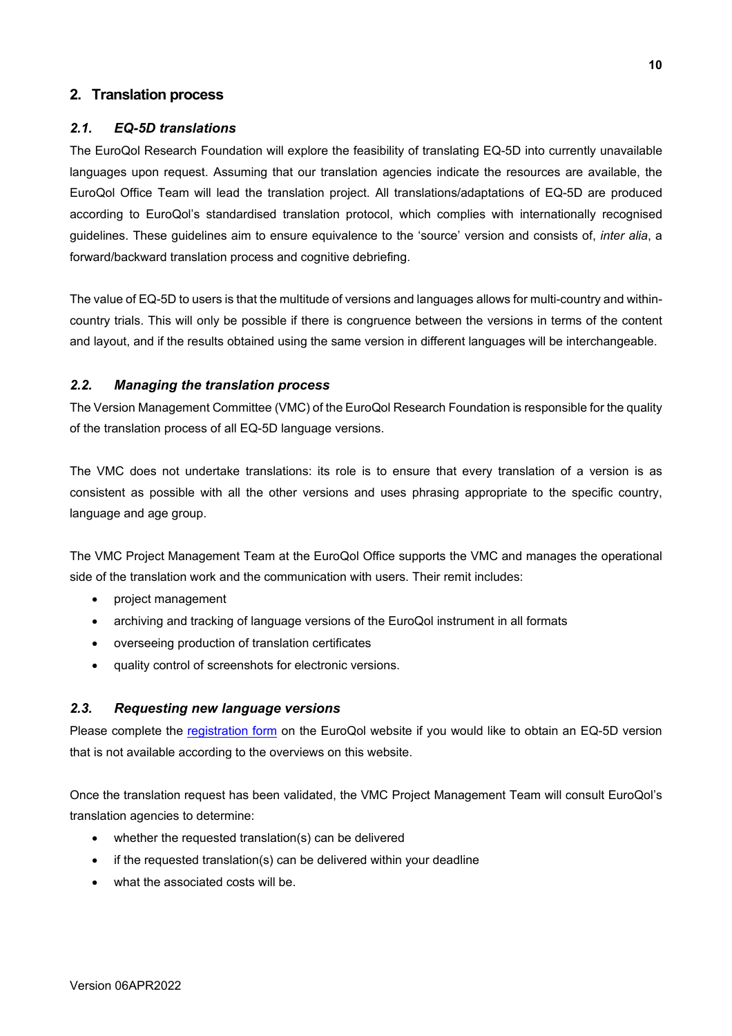## 2. Translation process

### *2.1. EQ-5D translations*

The EuroQol Research Foundation will explore the feasibility of translating EQ-5D into currently unavailable languages upon request. Assuming that our translation agencies indicate the resources are available, the EuroQol Office Team will lead the translation project. All translations/adaptations of EQ-5D are produced according to EuroQol's standardised translation protocol, which complies with internationally recognised guidelines. These guidelines aim to ensure equivalence to the 'source' version and consists of, *inter alia*, a forward/backward translation process and cognitive debriefing.

The value of EQ-5D to users is that the multitude of versions and languages allows for multi-country and within-country trials. This will only be possible if there is congruence between the versions in terms of the content and layout, and if the results obtained using the same version in different languages will be interchangeable.

### *2.2. Managing the translation process*

The Version Management Committee (VMC) of the EuroQol Research Foundation is responsible for the quality of the translation process of all EQ-5D language versions.

The VMC does not undertake translations: its role is to ensure that every translation of a version is as consistent as possible with all the other versions and uses phrasing appropriate to the specific country, language and age group.

The VMC Project Management Team at the EuroQol Office supports the VMC and manages the operational side of the translation work and the communication with users. Their remit includes:

- project management
- archiving and tracking of language versions of the EuroQol instrument in all formats
- overseeing production of translation certificates
- quality control of screenshots for electronic versions.

### *2.3. Requesting new language versions*

Please complete the registration form on the EuroQol website if you would like to obtain an EQ-5D version that is not available according to the overviews on this website.

Once the translation request has been validated, the VMC Project Management Team will consult EuroQol's translation agencies to determine:

- whether the requested translation(s) can be delivered
- if the requested translation(s) can be delivered within your deadline
- what the associated costs will be.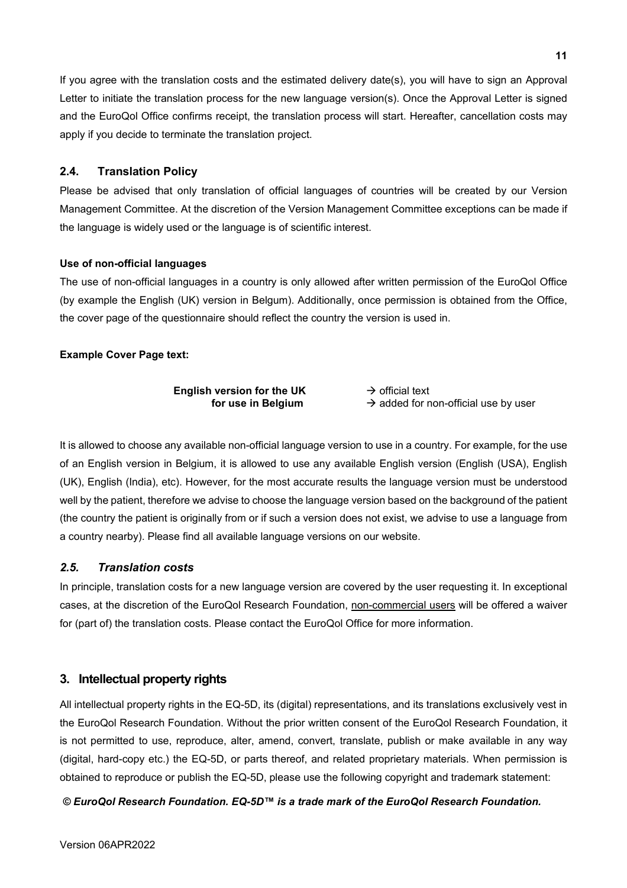If you agree with the translation costs and the estimated delivery date(s), you will have to sign an Approval Letter to initiate the translation process for the new language version(s). Once the Approval Letter is signed and the EuroQol Office confirms receipt, the translation process will start. Hereafter, cancellation costs may apply if you decide to terminate the translation project.

### 2.4. Translation Policy

Please be advised that only translation of official languages of countries will be created by our Version Management Committee. At the discretion of the Version Management Committee exceptions can be made if the language is widely used or the language is of scientific interest.

**Use of non-official languages**

The use of non-official languages in a country is only allowed after written permission of the EuroQol Office (by example the English (UK) version in Belgum). Additionally, once permission is obtained from the Office, the cover page of the questionnaire should reflect the country the version is used in.

**Example Cover Page text:**

| | |
|---|---|
| **English version for the UK** | → official text |
| **for use in Belgium** | → added for non-official use by user |

It is allowed to choose any available non-official language version to use in a country. For example, for the use of an English version in Belgium, it is allowed to use any available English version (English (USA), English (UK), English (India), etc). However, for the most accurate results the language version must be understood well by the patient, therefore we advise to choose the language version based on the background of the patient (the country the patient is originally from or if such a version does not exist, we advise to use a language from a country nearby). Please find all available language versions on our website.

### *2.5. Translation costs*

In principle, translation costs for a new language version are covered by the user requesting it. In exceptional cases, at the discretion of the EuroQol Research Foundation, non-commercial users will be offered a waiver for (part of) the translation costs. Please contact the EuroQol Office for more information.

## 3. Intellectual property rights

All intellectual property rights in the EQ-5D, its (digital) representations, and its translations exclusively vest in the EuroQol Research Foundation. Without the prior written consent of the EuroQol Research Foundation, it is not permitted to use, reproduce, alter, amend, convert, translate, publish or make available in any way (digital, hard-copy etc.) the EQ-5D, or parts thereof, and related proprietary materials. When permission is obtained to reproduce or publish the EQ-5D, please use the following copyright and trademark statement:

***© EuroQol Research Foundation. EQ-5D™ is a trade mark of the EuroQol Research Foundation.***

Version 06APR2022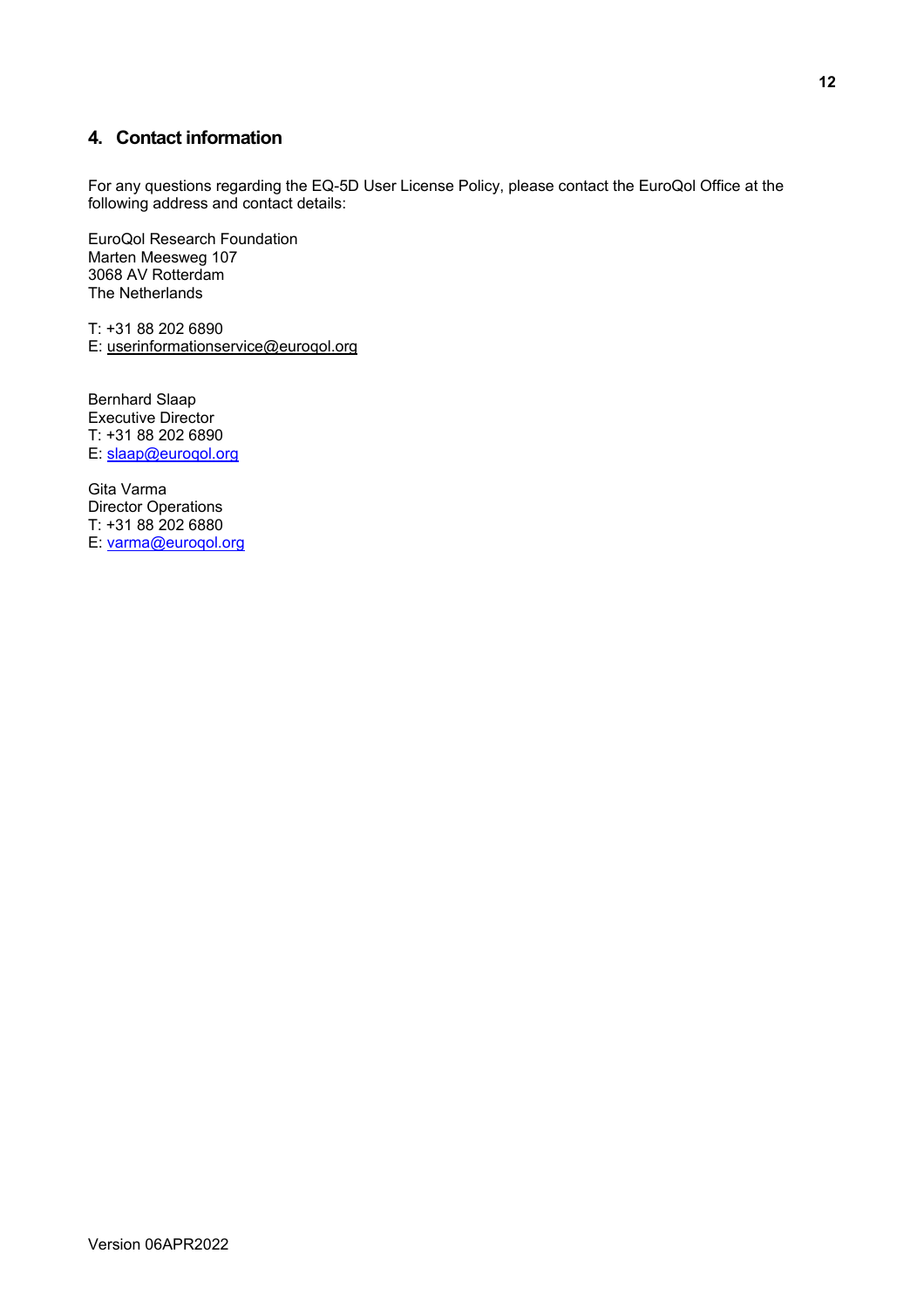## 4. Contact information

For any questions regarding the EQ-5D User License Policy, please contact the EuroQol Office at the following address and contact details:

EuroQol Research Foundation
Marten Meesweg 107
3068 AV Rotterdam
The Netherlands

T: +31 88 202 6890
E: userinformationservice@euroqol.org

Bernhard Slaap
Executive Director
T: +31 88 202 6890
E: slaap@euroqol.org

Gita Varma
Director Operations
T: +31 88 202 6880
E: varma@euroqol.org

Version 06APR2022